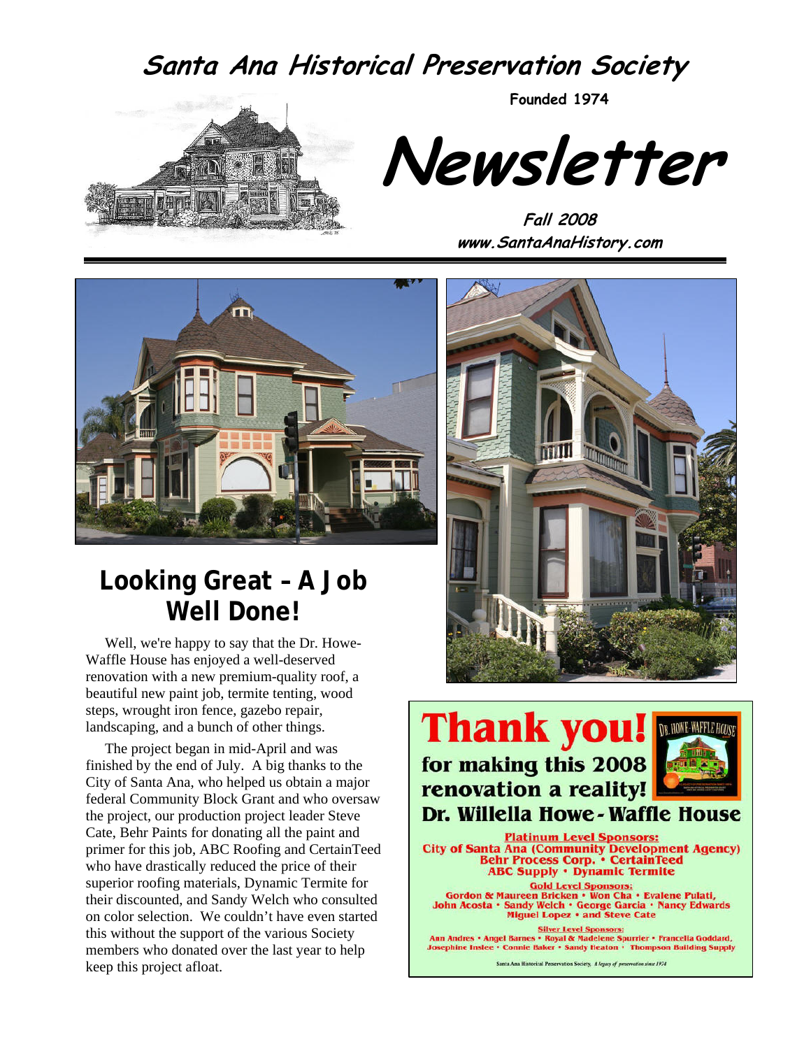# Santa Ana Historical Preservation Society

**Founded 1974**

# Newsletter

**Fall 2008**
**www.SantaAnaHistory.com**

## Looking Great – A Job Well Done!

Well, we're happy to say that the Dr. Howe-Waffle House has enjoyed a well-deserved renovation with a new premium-quality roof, a beautiful new paint job, termite tenting, wood steps, wrought iron fence, gazebo repair, landscaping, and a bunch of other things.

The project began in mid-April and was finished by the end of July. A big thanks to the City of Santa Ana, who helped us obtain a major federal Community Block Grant and who oversaw the project, our production project leader Steve Cate, Behr Paints for donating all the paint and primer for this job, ABC Roofing and CertainTeed who have drastically reduced the price of their superior roofing materials, Dynamic Termite for their discounted, and Sandy Welch who consulted on color selection. We couldn't have even started this without the support of the various Society members who donated over the last year to help keep this project afloat.

**Thank you!**
**for making this 2008 renovation a reality!**
**Dr. Willella Howe-Waffle House**

**Platinum Level Sponsors:**
City of Santa Ana (Community Development Agency)
Behr Process Corp. • CertainTeed
ABC Supply • Dynamic Termite

**Gold Level Sponsors:**
Gordon & Maureen Bricken • Won Cha • Evalene Pulati, John Acosta • Sandy Welch • George Garcia • Nancy Edwards
Miguel Lopez • and Steve Cate

**Silver Level Sponsors:**
Ann Andres • Angel Barnes • Royal & Madelene Spurrier • Francelia Goddard, Josephine Inslee • Connie Baker • Sandy Heaton • Thompson Building Supply

Santa Ana Historical Preservation Society, *A legacy of preservation since 1974*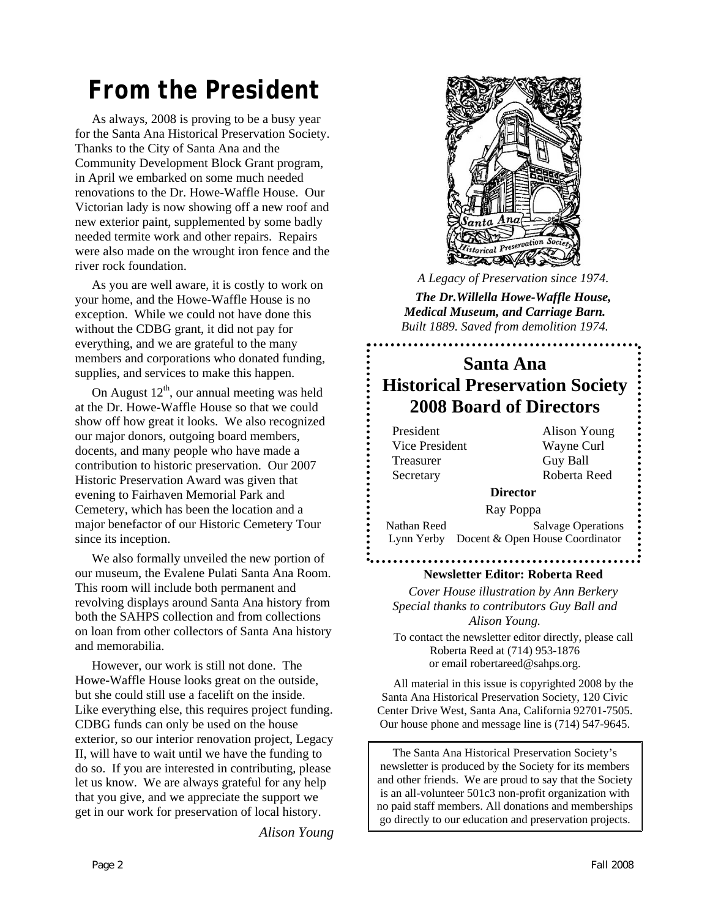# From the President

As always, 2008 is proving to be a busy year for the Santa Ana Historical Preservation Society. Thanks to the City of Santa Ana and the Community Development Block Grant program, in April we embarked on some much needed renovations to the Dr. Howe-Waffle House. Our Victorian lady is now showing off a new roof and new exterior paint, supplemented by some badly needed termite work and other repairs. Repairs were also made on the wrought iron fence and the river rock foundation.

As you are well aware, it is costly to work on your home, and the Howe-Waffle House is no exception. While we could not have done this without the CDBG grant, it did not pay for everything, and we are grateful to the many members and corporations who donated funding, supplies, and services to make this happen.

On August 12th, our annual meeting was held at the Dr. Howe-Waffle House so that we could show off how great it looks. We also recognized our major donors, outgoing board members, docents, and many people who have made a contribution to historic preservation. Our 2007 Historic Preservation Award was given that evening to Fairhaven Memorial Park and Cemetery, which has been the location and a major benefactor of our Historic Cemetery Tour since its inception.

We also formally unveiled the new portion of our museum, the Evalene Pulati Santa Ana Room. This room will include both permanent and revolving displays around Santa Ana history from both the SAHPS collection and from collections on loan from other collectors of Santa Ana history and memorabilia.

However, our work is still not done. The Howe-Waffle House looks great on the outside, but she could still use a facelift on the inside. Like everything else, this requires project funding. CDBG funds can only be used on the house exterior, so our interior renovation project, Legacy II, will have to wait until we have the funding to do so. If you are interested in contributing, please let us know. We are always grateful for any help that you give, and we appreciate the support we get in our work for preservation of local history.

*Alison Young*

*A Legacy of Preservation since 1974.*

***The Dr.Willella Howe-Waffle House, Medical Museum, and Carriage Barn.***
*Built 1889. Saved from demolition 1974.*

## Santa Ana Historical Preservation Society 2008 Board of Directors

| | |
|---|---|
| President | Alison Young |
| Vice President | Wayne Curl |
| Treasurer | Guy Ball |
| Secretary | Roberta Reed |

**Director**

Ray Poppa

| | |
|---|---|
| Nathan Reed | Salvage Operations |
| Lynn Yerby | Docent & Open House Coordinator |

**Newsletter Editor: Roberta Reed**

*Cover House illustration by Ann Berkery*
*Special thanks to contributors Guy Ball and Alison Young.*

To contact the newsletter editor directly, please call Roberta Reed at (714) 953-1876 or email robertareed@sahps.org.

All material in this issue is copyrighted 2008 by the Santa Ana Historical Preservation Society, 120 Civic Center Drive West, Santa Ana, California 92701-7505. Our house phone and message line is (714) 547-9645.

The Santa Ana Historical Preservation Society's newsletter is produced by the Society for its members and other friends. We are proud to say that the Society is an all-volunteer 501c3 non-profit organization with no paid staff members. All donations and memberships go directly to our education and preservation projects.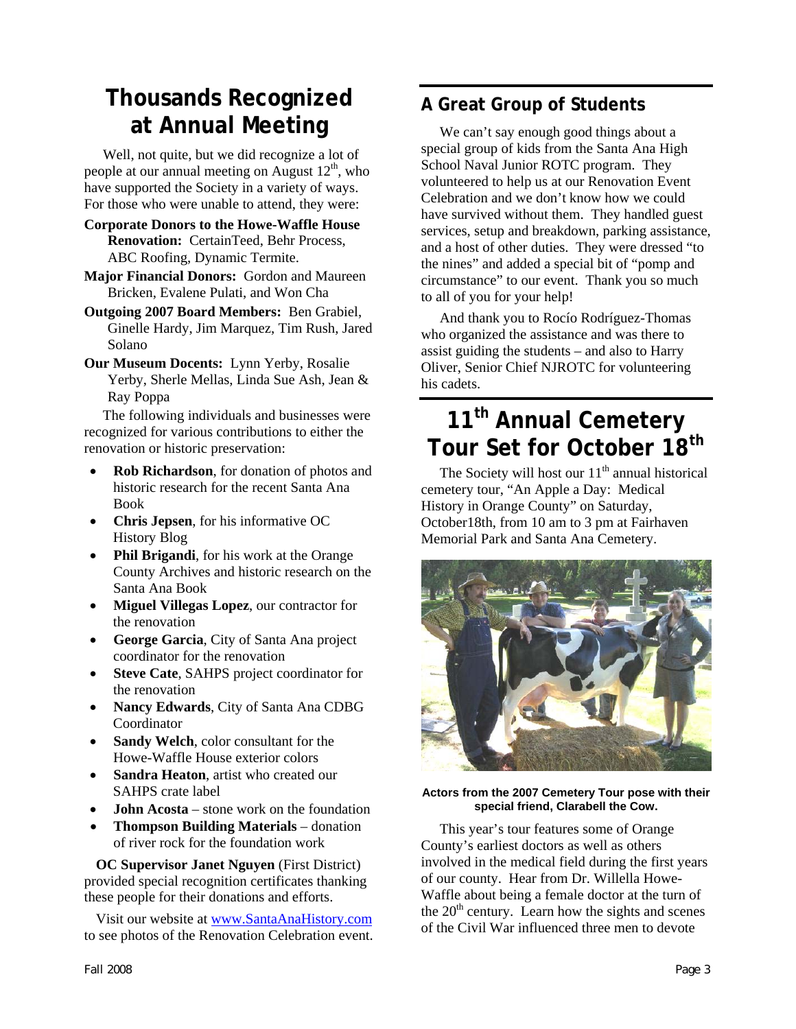# Thousands Recognized at Annual Meeting

Well, not quite, but we did recognize a lot of people at our annual meeting on August 12th, who have supported the Society in a variety of ways. For those who were unable to attend, they were:

**Corporate Donors to the Howe-Waffle House Renovation:** CertainTeed, Behr Process, ABC Roofing, Dynamic Termite.

**Major Financial Donors:** Gordon and Maureen Bricken, Evalene Pulati, and Won Cha

**Outgoing 2007 Board Members:** Ben Grabiel, Ginelle Hardy, Jim Marquez, Tim Rush, Jared Solano

**Our Museum Docents:** Lynn Yerby, Rosalie Yerby, Sherle Mellas, Linda Sue Ash, Jean & Ray Poppa

The following individuals and businesses were recognized for various contributions to either the renovation or historic preservation:

- **Rob Richardson**, for donation of photos and historic research for the recent Santa Ana Book
- **Chris Jepsen**, for his informative OC History Blog
- **Phil Brigandi**, for his work at the Orange County Archives and historic research on the Santa Ana Book
- **Miguel Villegas Lopez**, our contractor for the renovation
- **George Garcia**, City of Santa Ana project coordinator for the renovation
- **Steve Cate**, SAHPS project coordinator for the renovation
- **Nancy Edwards**, City of Santa Ana CDBG Coordinator
- **Sandy Welch**, color consultant for the Howe-Waffle House exterior colors
- **Sandra Heaton**, artist who created our SAHPS crate label
- **John Acosta** – stone work on the foundation
- **Thompson Building Materials** – donation of river rock for the foundation work

**OC Supervisor Janet Nguyen** (First District) provided special recognition certificates thanking these people for their donations and efforts.

Visit our website at www.SantaAnaHistory.com to see photos of the Renovation Celebration event.

## A Great Group of Students

We can't say enough good things about a special group of kids from the Santa Ana High School Naval Junior ROTC program. They volunteered to help us at our Renovation Event Celebration and we don't know how we could have survived without them. They handled guest services, setup and breakdown, parking assistance, and a host of other duties. They were dressed "to the nines" and added a special bit of "pomp and circumstance" to our event. Thank you so much to all of you for your help!

And thank you to Rocío Rodríguez-Thomas who organized the assistance and was there to assist guiding the students – and also to Harry Oliver, Senior Chief NJROTC for volunteering his cadets.

# 11th Annual Cemetery Tour Set for October 18th

The Society will host our 11th annual historical cemetery tour, "An Apple a Day: Medical History in Orange County" on Saturday, October18th, from 10 am to 3 pm at Fairhaven Memorial Park and Santa Ana Cemetery.

**Actors from the 2007 Cemetery Tour pose with their special friend, Clarabell the Cow.**

This year's tour features some of Orange County's earliest doctors as well as others involved in the medical field during the first years of our county. Hear from Dr. Willella Howe-Waffle about being a female doctor at the turn of the 20th century. Learn how the sights and scenes of the Civil War influenced three men to devote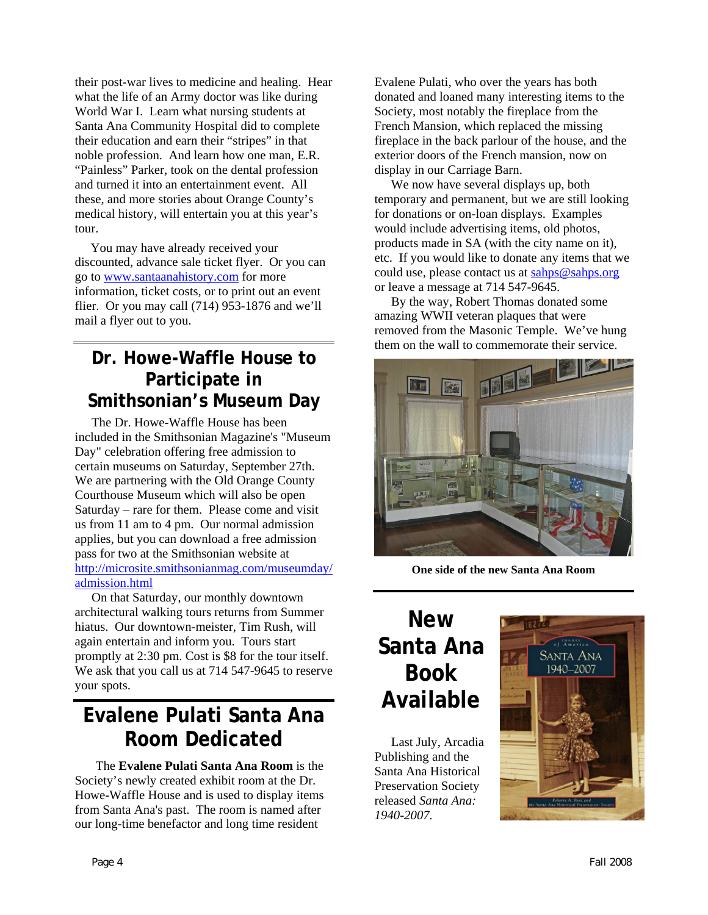their post-war lives to medicine and healing. Hear what the life of an Army doctor was like during World War I. Learn what nursing students at Santa Ana Community Hospital did to complete their education and earn their "stripes" in that noble profession. And learn how one man, E.R. "Painless" Parker, took on the dental profession and turned it into an entertainment event. All these, and more stories about Orange County's medical history, will entertain you at this year's tour.

You may have already received your discounted, advance sale ticket flyer. Or you can go to [www.santaanahistory.com](http://www.santaanahistory.com) for more information, ticket costs, or to print out an event flier. Or you may call (714) 953-1876 and we'll mail a flyer out to you.

## Dr. Howe-Waffle House to Participate in Smithsonian's Museum Day

The Dr. Howe-Waffle House has been included in the Smithsonian Magazine's "Museum Day" celebration offering free admission to certain museums on Saturday, September 27th. We are partnering with the Old Orange County Courthouse Museum which will also be open Saturday – rare for them. Please come and visit us from 11 am to 4 pm. Our normal admission applies, but you can download a free admission pass for two at the Smithsonian website at [http://microsite.smithsonianmag.com/museumday/admission.html](http://microsite.smithsonianmag.com/museumday/admission.html)

On that Saturday, our monthly downtown architectural walking tours returns from Summer hiatus. Our downtown-meister, Tim Rush, will again entertain and inform you. Tours start promptly at 2:30 pm. Cost is $8 for the tour itself. We ask that you call us at 714 547-9645 to reserve your spots.

## Evalene Pulati Santa Ana Room Dedicated

The **Evalene Pulati Santa Ana Room** is the Society's newly created exhibit room at the Dr. Howe-Waffle House and is used to display items from Santa Ana's past. The room is named after our long-time benefactor and long time resident Evalene Pulati, who over the years has both donated and loaned many interesting items to the Society, most notably the fireplace from the French Mansion, which replaced the missing fireplace in the back parlour of the house, and the exterior doors of the French mansion, now on display in our Carriage Barn.

We now have several displays up, both temporary and permanent, but we are still looking for donations or on-loan displays. Examples would include advertising items, old photos, products made in SA (with the city name on it), etc. If you would like to donate any items that we could use, please contact us at [sahps@sahps.org](mailto:sahps@sahps.org) or leave a message at 714 547-9645.

By the way, Robert Thomas donated some amazing WWII veteran plaques that were removed from the Masonic Temple. We've hung them on the wall to commemorate their service.

**One side of the new Santa Ana Room**

## New Santa Ana Book Available

Last July, Arcadia Publishing and the Santa Ana Historical Preservation Society released *Santa Ana: 1940-2007.*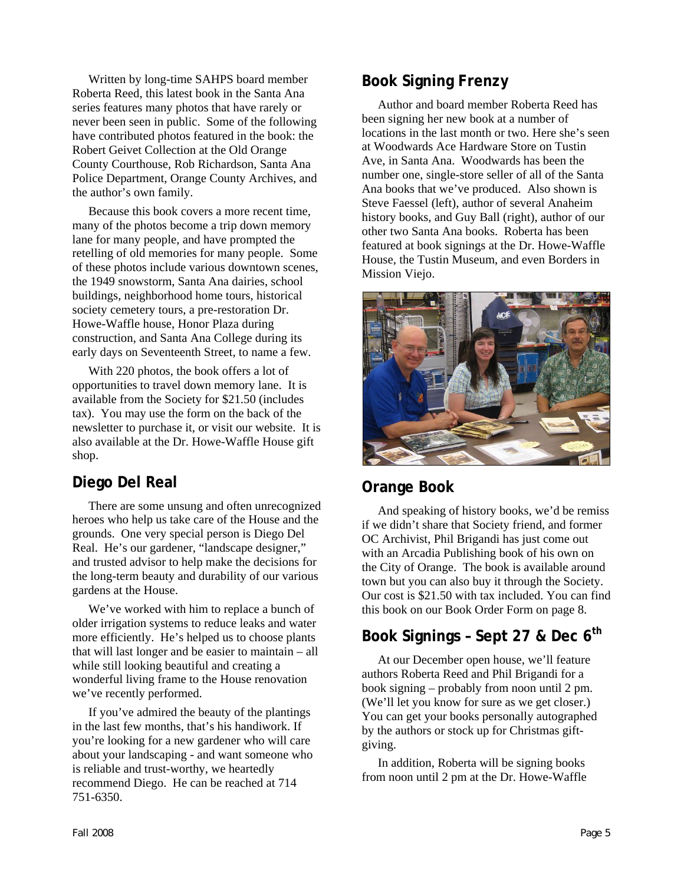Written by long-time SAHPS board member Roberta Reed, this latest book in the Santa Ana series features many photos that have rarely or never been seen in public. Some of the following have contributed photos featured in the book: the Robert Geivet Collection at the Old Orange County Courthouse, Rob Richardson, Santa Ana Police Department, Orange County Archives, and the author's own family.

Because this book covers a more recent time, many of the photos become a trip down memory lane for many people, and have prompted the retelling of old memories for many people. Some of these photos include various downtown scenes, the 1949 snowstorm, Santa Ana dairies, school buildings, neighborhood home tours, historical society cemetery tours, a pre-restoration Dr. Howe-Waffle house, Honor Plaza during construction, and Santa Ana College during its early days on Seventeenth Street, to name a few.

With 220 photos, the book offers a lot of opportunities to travel down memory lane. It is available from the Society for $21.50 (includes tax). You may use the form on the back of the newsletter to purchase it, or visit our website. It is also available at the Dr. Howe-Waffle House gift shop.

## Diego Del Real

There are some unsung and often unrecognized heroes who help us take care of the House and the grounds. One very special person is Diego Del Real. He's our gardener, "landscape designer," and trusted advisor to help make the decisions for the long-term beauty and durability of our various gardens at the House.

We've worked with him to replace a bunch of older irrigation systems to reduce leaks and water more efficiently. He's helped us to choose plants that will last longer and be easier to maintain – all while still looking beautiful and creating a wonderful living frame to the House renovation we've recently performed.

If you've admired the beauty of the plantings in the last few months, that's his handiwork. If you're looking for a new gardener who will care about your landscaping - and want someone who is reliable and trust-worthy, we heartedly recommend Diego. He can be reached at 714 751-6350.

## Book Signing Frenzy

Author and board member Roberta Reed has been signing her new book at a number of locations in the last month or two. Here she's seen at Woodwards Ace Hardware Store on Tustin Ave, in Santa Ana. Woodwards has been the number one, single-store seller of all of the Santa Ana books that we've produced. Also shown is Steve Faessel (left), author of several Anaheim history books, and Guy Ball (right), author of our other two Santa Ana books. Roberta has been featured at book signings at the Dr. Howe-Waffle House, the Tustin Museum, and even Borders in Mission Viejo.

## Orange Book

And speaking of history books, we'd be remiss if we didn't share that Society friend, and former OC Archivist, Phil Brigandi has just come out with an Arcadia Publishing book of his own on the City of Orange. The book is available around town but you can also buy it through the Society. Our cost is $21.50 with tax included. You can find this book on our Book Order Form on page 8.

## Book Signings – Sept 27 & Dec 6th

At our December open house, we'll feature authors Roberta Reed and Phil Brigandi for a book signing – probably from noon until 2 pm. (We'll let you know for sure as we get closer.) You can get your books personally autographed by the authors or stock up for Christmas gift-giving.

In addition, Roberta will be signing books from noon until 2 pm at the Dr. Howe-Waffle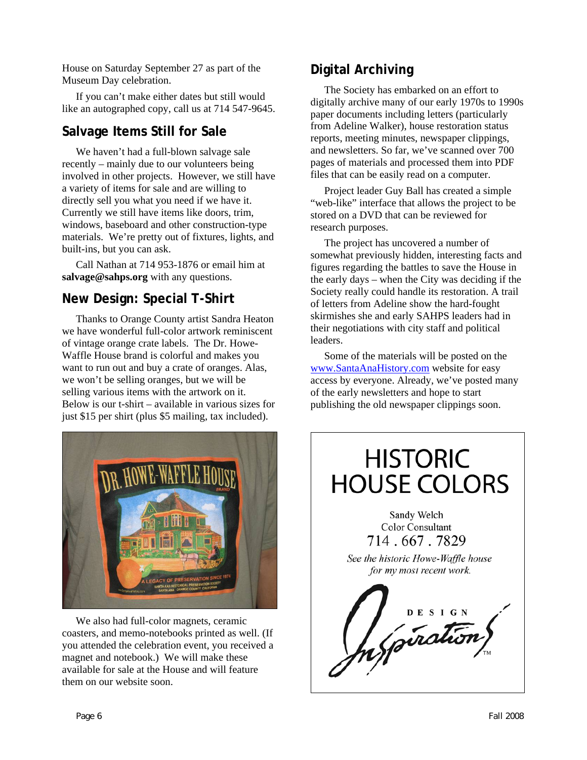House on Saturday September 27 as part of the Museum Day celebration.

If you can't make either dates but still would like an autographed copy, call us at 714 547-9645.

## Salvage Items Still for Sale

We haven't had a full-blown salvage sale recently – mainly due to our volunteers being involved in other projects. However, we still have a variety of items for sale and are willing to directly sell you what you need if we have it. Currently we still have items like doors, trim, windows, baseboard and other construction-type materials. We're pretty out of fixtures, lights, and built-ins, but you can ask.

Call Nathan at 714 953-1876 or email him at **salvage@sahps.org** with any questions.

## New Design: Special T-Shirt

Thanks to Orange County artist Sandra Heaton we have wonderful full-color artwork reminiscent of vintage orange crate labels. The Dr. Howe-Waffle House brand is colorful and makes you want to run out and buy a crate of oranges. Alas, we won't be selling oranges, but we will be selling various items with the artwork on it. Below is our t-shirt – available in various sizes for just $15 per shirt (plus $5 mailing, tax included).

We also had full-color magnets, ceramic coasters, and memo-notebooks printed as well. (If you attended the celebration event, you received a magnet and notebook.) We will make these available for sale at the House and will feature them on our website soon.

## Digital Archiving

The Society has embarked on an effort to digitally archive many of our early 1970s to 1990s paper documents including letters (particularly from Adeline Walker), house restoration status reports, meeting minutes, newspaper clippings, and newsletters. So far, we've scanned over 700 pages of materials and processed them into PDF files that can be easily read on a computer.

Project leader Guy Ball has created a simple "web-like" interface that allows the project to be stored on a DVD that can be reviewed for research purposes.

The project has uncovered a number of somewhat previously hidden, interesting facts and figures regarding the battles to save the House in the early days – when the City was deciding if the Society really could handle its restoration. A trail of letters from Adeline show the hard-fought skirmishes she and early SAHPS leaders had in their negotiations with city staff and political leaders.

Some of the materials will be posted on the www.SantaAnaHistory.com website for easy access by everyone. Already, we've posted many of the early newsletters and hope to start publishing the old newspaper clippings soon.

**HISTORIC HOUSE COLORS**

Sandy Welch
Color Consultant
714 . 667 . 7829

*See the historic Howe-Waffle house for my most recent work.*

DESIGN Inspirations™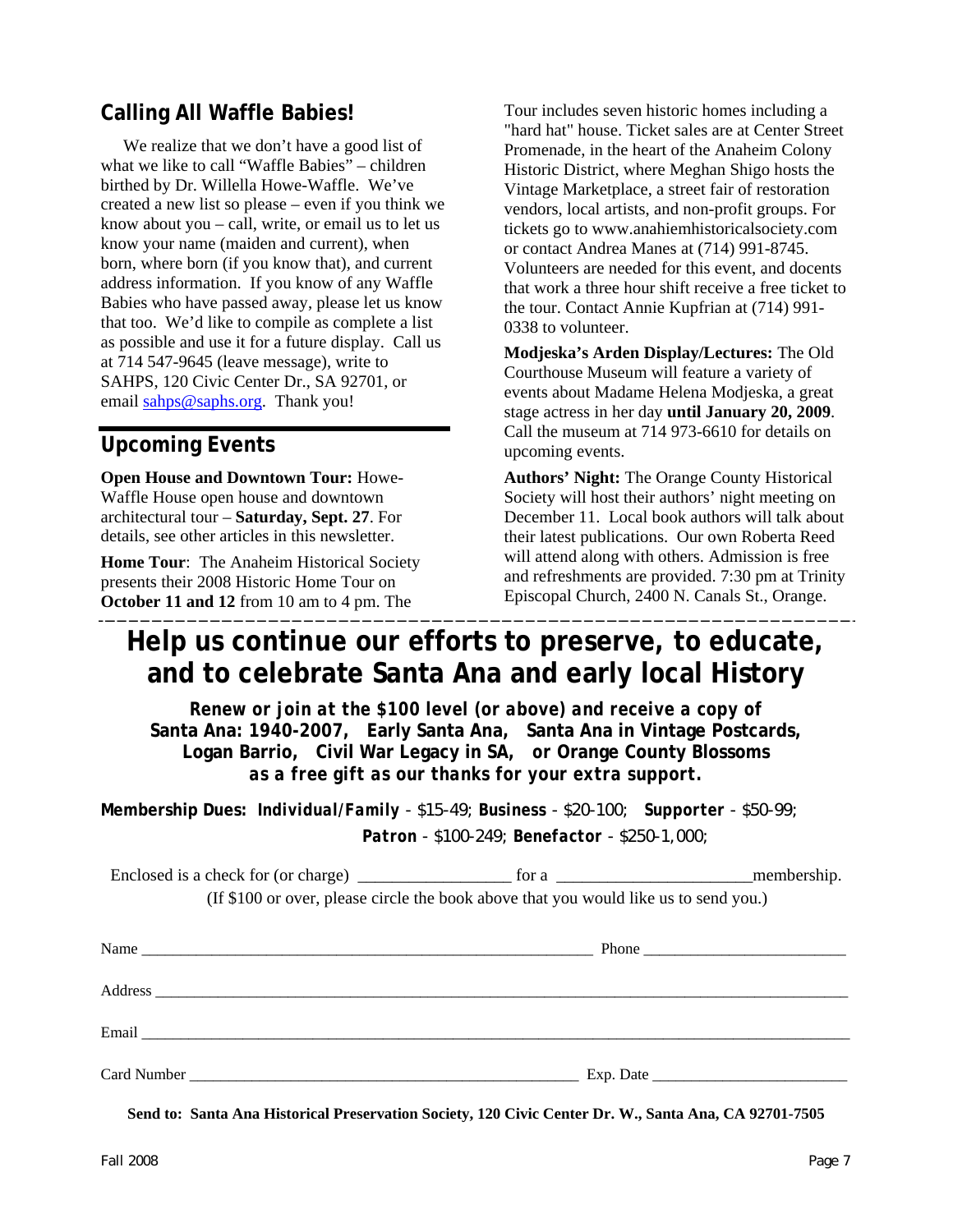## Calling All Waffle Babies!

We realize that we don't have a good list of what we like to call "Waffle Babies" – children birthed by Dr. Willella Howe-Waffle. We've created a new list so please – even if you think we know about you – call, write, or email us to let us know your name (maiden and current), when born, where born (if you know that), and current address information. If you know of any Waffle Babies who have passed away, please let us know that too. We'd like to compile as complete a list as possible and use it for a future display. Call us at 714 547-9645 (leave message), write to SAHPS, 120 Civic Center Dr., SA 92701, or email sahps@saphs.org. Thank you!

## Upcoming Events

**Open House and Downtown Tour:** Howe-Waffle House open house and downtown architectural tour – **Saturday, Sept. 27**. For details, see other articles in this newsletter.

**Home Tour**: The Anaheim Historical Society presents their 2008 Historic Home Tour on **October 11 and 12** from 10 am to 4 pm. The Tour includes seven historic homes including a "hard hat" house. Ticket sales are at Center Street Promenade, in the heart of the Anaheim Colony Historic District, where Meghan Shigo hosts the Vintage Marketplace, a street fair of restoration vendors, local artists, and non-profit groups. For tickets go to www.anahiemhistoricalsociety.com or contact Andrea Manes at (714) 991-8745. Volunteers are needed for this event, and docents that work a three hour shift receive a free ticket to the tour. Contact Annie Kupfrian at (714) 991-0338 to volunteer.

**Modjeska's Arden Display/Lectures:** The Old Courthouse Museum will feature a variety of events about Madame Helena Modjeska, a great stage actress in her day **until January 20, 2009**. Call the museum at 714 973-6610 for details on upcoming events.

**Authors' Night:** The Orange County Historical Society will host their authors' night meeting on December 11. Local book authors will talk about their latest publications. Our own Roberta Reed will attend along with others. Admission is free and refreshments are provided. 7:30 pm at Trinity Episcopal Church, 2400 N. Canals St., Orange.

---

# Help us continue our efforts to preserve, to educate, and to celebrate Santa Ana and early local History

***Renew or join at the $100 level (or above) and receive a copy of***
**Santa Ana: 1940-2007, Early Santa Ana, Santa Ana in Vintage Postcards, Logan Barrio, Civil War Legacy in SA, or Orange County Blossoms**
***as a free gift as our thanks for your extra support.***

**Membership Dues:** ***Individual/Family*** - $15-49; **Business** - $20-100; **Supporter** - $50-99; **Patron** - $100-249; **Benefactor** - $250-1,000;

Enclosed is a check for (or charge) _________________ for a ______________________membership.
(If $100 or over, please circle the book above that you would like us to send you.)

Name ________________________________________________ Phone ________________________

Address ______________________________________________________________________________

Email ________________________________________________________________________________

Card Number ____________________________________________ Exp. Date ______________________

**Send to: Santa Ana Historical Preservation Society, 120 Civic Center Dr. W., Santa Ana, CA 92701-7505**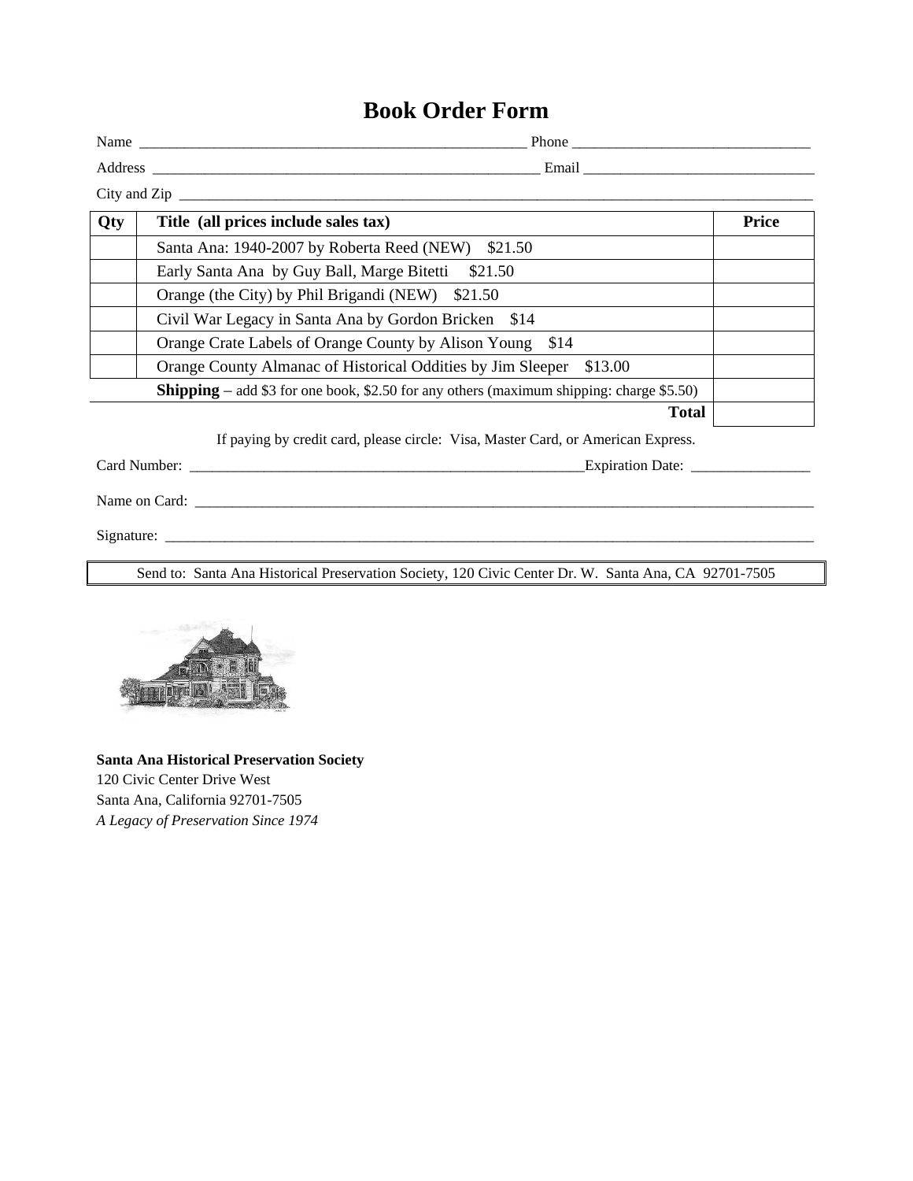# Book Order Form

Name ______________________________________________________ Phone ________________________________

Address ______________________________________________________ Email ________________________________

City and Zip ____________________________________________________________________________________________

| Qty | Title (all prices include sales tax) | Price |
|---|---|---|
| | Santa Ana: 1940-2007 by Roberta Reed (NEW) $21.50 | |
| | Early Santa Ana by Guy Ball, Marge Bitetti $21.50 | |
| | Orange (the City) by Phil Brigandi (NEW) $21.50 | |
| | Civil War Legacy in Santa Ana by Gordon Bricken $14 | |
| | Orange Crate Labels of Orange County by Alison Young $14 | |
| | Orange County Almanac of Historical Oddities by Jim Sleeper $13.00 | |
| | **Shipping** – add $3 for one book, $2.50 for any others (maximum shipping: charge $5.50) | |
| | **Total** | |

If paying by credit card, please circle: Visa, Master Card, or American Express.

Card Number: ________________________________________________________Expiration Date: ________________

Name on Card: ____________________________________________________________________________________________

Signature: ____________________________________________________________________________________________

Send to: Santa Ana Historical Preservation Society, 120 Civic Center Dr. W. Santa Ana, CA 92701-7505

**Santa Ana Historical Preservation Society**
120 Civic Center Drive West
Santa Ana, California 92701-7505
*A Legacy of Preservation Since 1974*